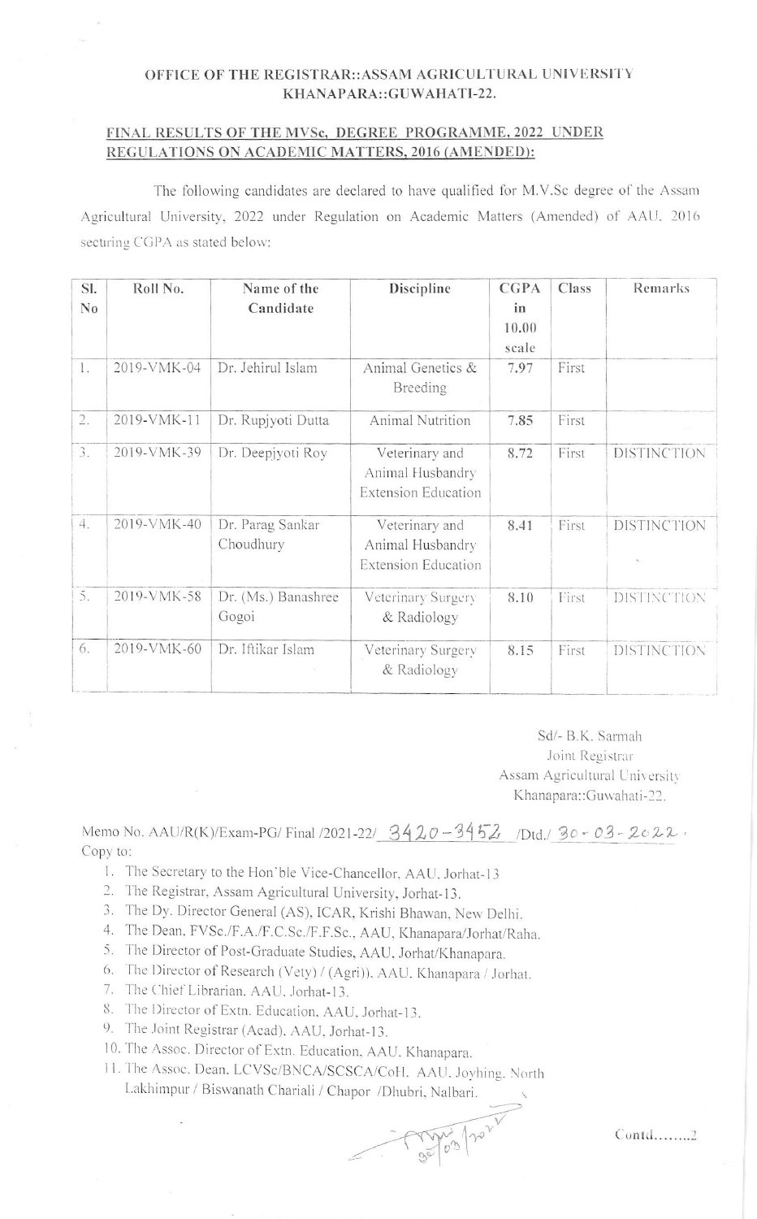**OFFICE OF THE REGISTRAR::ASSAM AGRICULTURAL UNIVERSITY**
**KHANAPARA::GUWAHATI-22.**

**FINAL RESULTS OF THE MVSc. DEGREE PROGRAMME, 2022 UNDER REGULATIONS ON ACADEMIC MATTERS, 2016 (AMENDED):**

The following candidates are declared to have qualified for M.V.Sc degree of the Assam Agricultural University, 2022 under Regulation on Academic Matters (Amended) of AAU, 2016 securing CGPA as stated below:

| Sl. No | Roll No. | Name of the Candidate | Discipline | CGPA in 10.00 scale | Class | Remarks |
|---|---|---|---|---|---|---|
| 1. | 2019-VMK-04 | Dr. Jehirul Islam | Animal Genetics & Breeding | 7.97 | First | |
| 2. | 2019-VMK-11 | Dr. Rupjyoti Dutta | Animal Nutrition | 7.85 | First | |
| 3. | 2019-VMK-39 | Dr. Deepjyoti Roy | Veterinary and Animal Husbandry Extension Education | 8.72 | First | DISTINCTION |
| 4. | 2019-VMK-40 | Dr. Parag Sankar Choudhury | Veterinary and Animal Husbandry Extension Education | 8.41 | First | DISTINCTION |
| 5. | 2019-VMK-58 | Dr. (Ms.) Banashree Gogoi | Veterinary Surgery & Radiology | 8.10 | First | DISTINCTION |
| 6. | 2019-VMK-60 | Dr. Iftikar Islam | Veterinary Surgery & Radiology | 8.15 | First | DISTINCTION |

Sd/- B.K. Sarmah
Joint Registrar
Assam Agricultural University
Khanapara::Guwahati-22.

Memo No. AAU/R(K)/Exam-PG/ Final /2021-22/ 3420-3452 /Dtd./ 30-03-2022.
Copy to:

1. The Secretary to the Hon'ble Vice-Chancellor, AAU, Jorhat-13
2. The Registrar, Assam Agricultural University, Jorhat-13.
3. The Dy. Director General (AS), ICAR, Krishi Bhawan, New Delhi.
4. The Dean, FVSc./F.A./F.C.Sc./F.F.Sc., AAU, Khanapara/Jorhat/Raha.
5. The Director of Post-Graduate Studies, AAU, Jorhat/Khanapara.
6. The Director of Research (Vety) / (Agri)), AAU, Khanapara / Jorhat.
7. The Chief Librarian, AAU, Jorhat-13.
8. The Director of Extn. Education, AAU, Jorhat-13.
9. The Joint Registrar (Acad), AAU, Jorhat-13.
10. The Assoc. Director of Extn. Education, AAU, Khanapara.
11. The Assoc. Dean, LCVSc/BNCA/SCSCA/CoH, AAU, Joyhing, North Lakhimpur / Biswanath Chariali / Chapor /Dhubri, Nalbari.

30/03/2022

Contd........2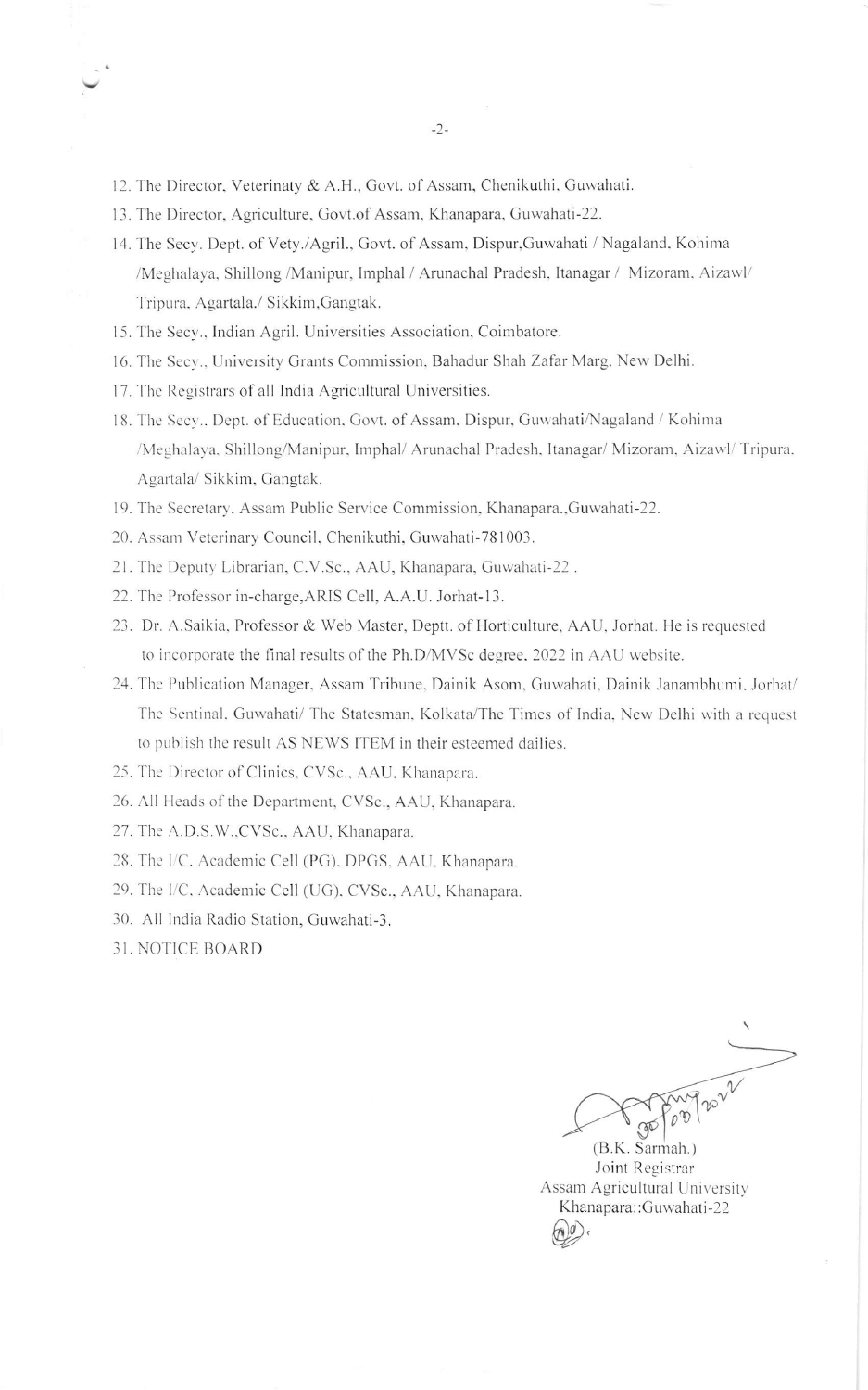12. The Director, Veterinaty & A.H., Govt. of Assam, Chenikuthi, Guwahati.
13. The Director, Agriculture, Govt.of Assam, Khanapara, Guwahati-22.
14. The Secy. Dept. of Vety./Agril., Govt. of Assam, Dispur,Guwahati / Nagaland, Kohima /Meghalaya, Shillong /Manipur, Imphal / Arunachal Pradesh, Itanagar / Mizoram, Aizawl/ Tripura, Agartala./ Sikkim,Gangtak.
15. The Secy., Indian Agril. Universities Association, Coimbatore.
16. The Secy., University Grants Commission, Bahadur Shah Zafar Marg, New Delhi.
17. The Registrars of all India Agricultural Universities.
18. The Secy., Dept. of Education, Govt. of Assam, Dispur, Guwahati/Nagaland / Kohima /Meghalaya, Shillong/Manipur, Imphal/ Arunachal Pradesh, Itanagar/ Mizoram, Aizawl/ Tripura, Agartala/ Sikkim, Gangtak.
19. The Secretary, Assam Public Service Commission, Khanapara.,Guwahati-22.
20. Assam Veterinary Council, Chenikuthi, Guwahati-781003.
21. The Deputy Librarian, C.V.Sc., AAU, Khanapara, Guwahati-22 .
22. The Professor in-charge,ARIS Cell, A.A.U. Jorhat-13.
23. Dr. A.Saikia, Professor & Web Master, Deptt. of Horticulture, AAU, Jorhat. He is requested to incorporate the final results of the Ph.D/MVSc degree, 2022 in AAU website.
24. The Publication Manager, Assam Tribune, Dainik Asom, Guwahati, Dainik Janambhumi, Jorhat/ The Sentinal, Guwahati/ The Statesman, Kolkata/The Times of India, New Delhi with a request to publish the result AS NEWS ITEM in their esteemed dailies.
25. The Director of Clinics, CVSc., AAU, Khanapara.
26. All Heads of the Department, CVSc., AAU, Khanapara.
27. The A.D.S.W.,CVSc., AAU, Khanapara.
28. The I/C, Academic Cell (PG), DPGS, AAU, Khanapara.
29. The I/C, Academic Cell (UG), CVSc., AAU, Khanapara.
30. All India Radio Station, Guwahati-3.
31. NOTICE BOARD

(B.K. Sarmah.)
Joint Registrar
Assam Agricultural University
Khanapara::Guwahati-22